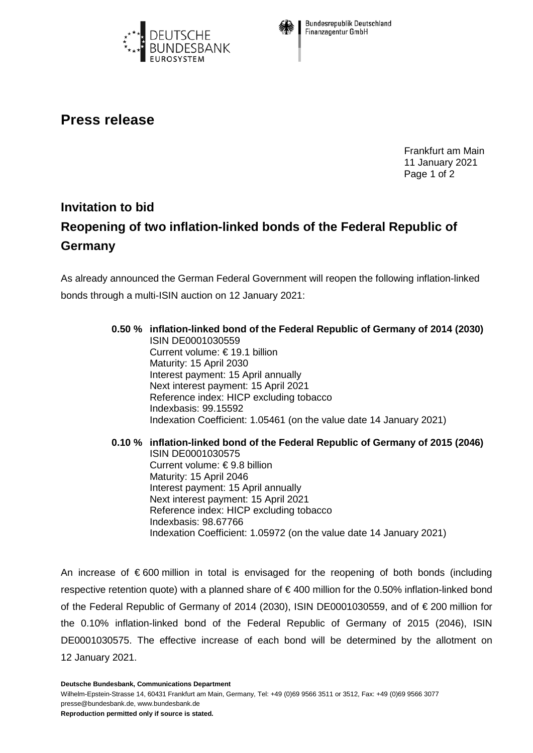Deutsche Bundesbank Eurosystem

Bundesrepublik Deutschland Finanzagentur GmbH

# Press release

Frankfurt am Main
11 January 2021

## Invitation to bid
## Reopening of two inflation-linked bonds of the Federal Republic of Germany

As already announced the German Federal Government will reopen the following inflation-linked bonds through a multi-ISIN auction on 12 January 2021:

**0.50 % inflation-linked bond of the Federal Republic of Germany of 2014 (2030)**
ISIN DE0001030559
Current volume: € 19.1 billion
Maturity: 15 April 2030
Interest payment: 15 April annually
Next interest payment: 15 April 2021
Reference index: HICP excluding tobacco
Indexbasis: 99.15592
Indexation Coefficient: 1.05461 (on the value date 14 January 2021)

**0.10 % inflation-linked bond of the Federal Republic of Germany of 2015 (2046)**
ISIN DE0001030575
Current volume: € 9.8 billion
Maturity: 15 April 2046
Interest payment: 15 April annually
Next interest payment: 15 April 2021
Reference index: HICP excluding tobacco
Indexbasis: 98.67766
Indexation Coefficient: 1.05972 (on the value date 14 January 2021)

An increase of € 600 million in total is envisaged for the reopening of both bonds (including respective retention quote) with a planned share of € 400 million for the 0.50% inflation-linked bond of the Federal Republic of Germany of 2014 (2030), ISIN DE0001030559, and of € 200 million for the 0.10% inflation-linked bond of the Federal Republic of Germany of 2015 (2046), ISIN DE0001030575. The effective increase of each bond will be determined by the allotment on 12 January 2021.

**Deutsche Bundesbank, Communications Department**
Wilhelm-Epstein-Strasse 14, 60431 Frankfurt am Main, Germany, Tel: +49 (0)69 9566 3511 or 3512, Fax: +49 (0)69 9566 3077
presse@bundesbank.de, www.bundesbank.de
**Reproduction permitted only if source is stated.**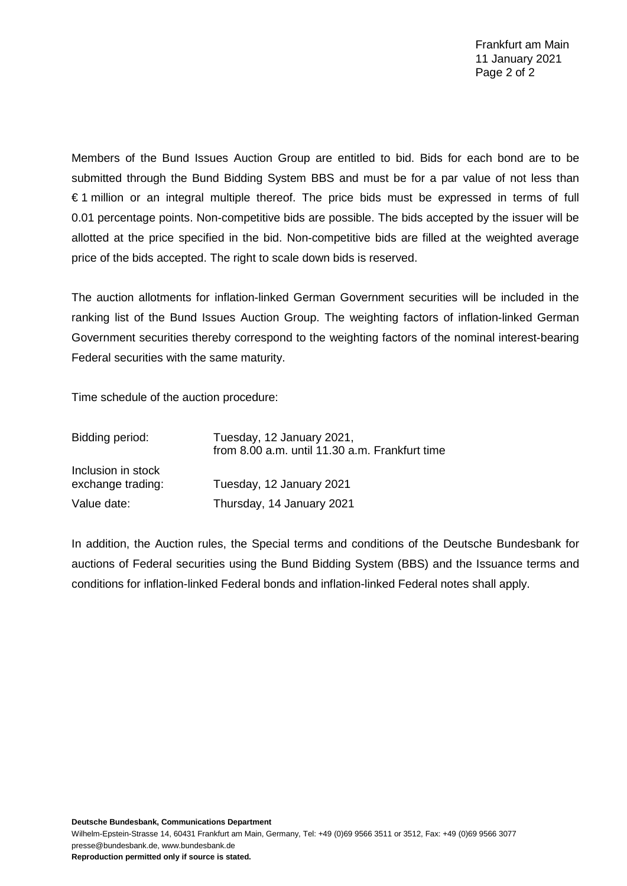Members of the Bund Issues Auction Group are entitled to bid. Bids for each bond are to be submitted through the Bund Bidding System BBS and must be for a par value of not less than € 1 million or an integral multiple thereof. The price bids must be expressed in terms of full 0.01 percentage points. Non-competitive bids are possible. The bids accepted by the issuer will be allotted at the price specified in the bid. Non-competitive bids are filled at the weighted average price of the bids accepted. The right to scale down bids is reserved.

The auction allotments for inflation-linked German Government securities will be included in the ranking list of the Bund Issues Auction Group. The weighting factors of inflation-linked German Government securities thereby correspond to the weighting factors of the nominal interest-bearing Federal securities with the same maturity.

Time schedule of the auction procedure:

| | |
|---|---|
| Bidding period: | Tuesday, 12 January 2021, from 8.00 a.m. until 11.30 a.m. Frankfurt time |
| Inclusion in stock exchange trading: | Tuesday, 12 January 2021 |
| Value date: | Thursday, 14 January 2021 |

In addition, the Auction rules, the Special terms and conditions of the Deutsche Bundesbank for auctions of Federal securities using the Bund Bidding System (BBS) and the Issuance terms and conditions for inflation-linked Federal bonds and inflation-linked Federal notes shall apply.

**Deutsche Bundesbank, Communications Department**
Wilhelm-Epstein-Strasse 14, 60431 Frankfurt am Main, Germany, Tel: +49 (0)69 9566 3511 or 3512, Fax: +49 (0)69 9566 3077
presse@bundesbank.de, www.bundesbank.de
**Reproduction permitted only if source is stated.**